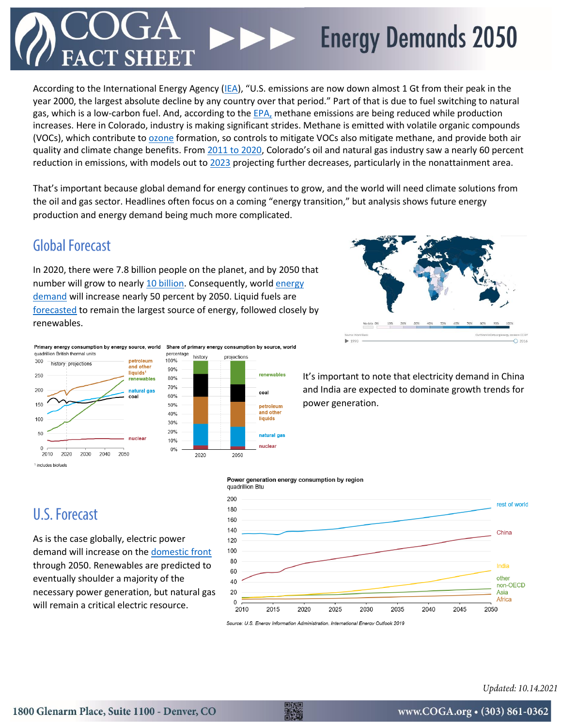# COGA FACT SHEET — Energy Demands 2050

According to the International Energy Agency (IEA), "U.S. emissions are now down almost 1 Gt from their peak in the year 2000, the largest absolute decline by any country over that period." Part of that is due to fuel switching to natural gas, which is a low-carbon fuel. And, according to the EPA, methane emissions are being reduced while production increases. Here in Colorado, industry is making significant strides. Methane is emitted with volatile organic compounds (VOCs), which contribute to ozone formation, so controls to mitigate VOCs also mitigate methane, and provide both air quality and climate change benefits. From 2011 to 2020, Colorado's oil and natural gas industry saw a nearly 60 percent reduction in emissions, with models out to 2023 projecting further decreases, particularly in the nonattainment area.

That's important because global demand for energy continues to grow, and the world will need climate solutions from the oil and gas sector. Headlines often focus on a coming "energy transition," but analysis shows future energy production and energy demand being much more complicated.

## Global Forecast

In 2020, there were 7.8 billion people on the planet, and by 2050 that number will grow to nearly 10 billion. Consequently, world energy demand will increase nearly 50 percent by 2050. Liquid fuels are forecasted to remain the largest source of energy, followed closely by renewables.

It's important to note that electricity demand in China and India are expected to dominate growth trends for power generation.

## U.S. Forecast

As is the case globally, electric power demand will increase on the domestic front through 2050. Renewables are predicted to eventually shoulder a majority of the necessary power generation, but natural gas will remain a critical electric resource.

*Updated: 10.14.2021*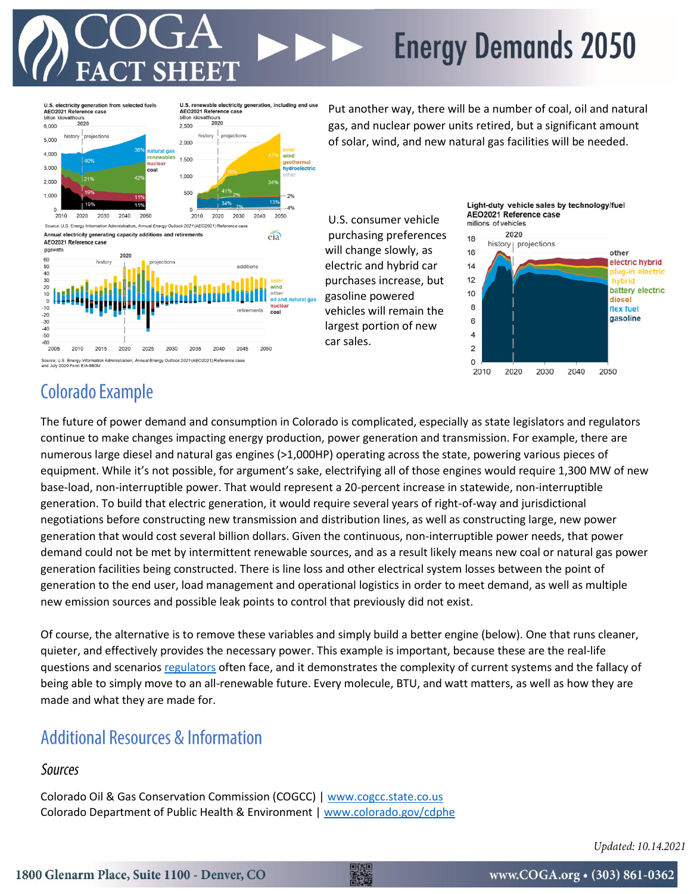# COGA FACT SHEET — Energy Demands 2050

U.S. electricity generation from selected fuels
AEO2021 Reference case
billion kilowatthours
2020
history | projections
natural gas
renewables
nuclear
coal
36%
40%
21%
42%
19%
11%
19%
11%

U.S. renewable electricity generation, including end use
AEO2021 Reference case
billion kilowatthours
2020
history | projections
solar
wind
geothermal
hydroelectric
other
47%
16%
41%
2%
34%
34%
7%
13%
2%
4%

Source: U.S. Energy Information Administration, *Annual Energy Outlook 2021* (AEO2021) Reference case

Annual electricity generating capacity additions and retirements
AEO2021 Reference case
gigawatts
2020
history | projections
additions
retirements
solar
wind
other
oil and natural gas
nuclear
coal

Source: U.S. Energy Information Administration, *Annual Energy Outlook 2021* (AEO2021) Reference case and July 2020 Form EIA-860M

Put another way, there will be a number of coal, oil and natural gas, and nuclear power units retired, but a significant amount of solar, wind, and new natural gas facilities will be needed.

U.S. consumer vehicle purchasing preferences will change slowly, as electric and hybrid car purchases increase, but gasoline powered vehicles will remain the largest portion of new car sales.

Light-duty vehicle sales by technology/fuel
AEO2021 Reference case
millions of vehicles
2020
history | projections
other
electric hybrid
plug-in electric
hybrid
battery electric
diesel
flex fuel
gasoline

## Colorado Example

The future of power demand and consumption in Colorado is complicated, especially as state legislators and regulators continue to make changes impacting energy production, power generation and transmission. For example, there are numerous large diesel and natural gas engines (>1,000HP) operating across the state, powering various pieces of equipment. While it's not possible, for argument's sake, electrifying all of those engines would require 1,300 MW of new base-load, non-interruptible power. That would represent a 20-percent increase in statewide, non-interruptible generation. To build that electric generation, it would require several years of right-of-way and jurisdictional negotiations before constructing new transmission and distribution lines, as well as constructing large, new power generation that would cost several billion dollars. Given the continuous, non-interruptible power needs, that power demand could not be met by intermittent renewable sources, and as a result likely means new coal or natural gas power generation facilities being constructed. There is line loss and other electrical system losses between the point of generation to the end user, load management and operational logistics in order to meet demand, as well as multiple new emission sources and possible leak points to control that previously did not exist.

Of course, the alternative is to remove these variables and simply build a better engine (below). One that runs cleaner, quieter, and effectively provides the necessary power. This example is important, because these are the real-life questions and scenarios regulators often face, and it demonstrates the complexity of current systems and the fallacy of being able to simply move to an all-renewable future. Every molecule, BTU, and watt matters, as well as how they are made and what they are made for.

## Additional Resources & Information

### *Sources*

Colorado Oil & Gas Conservation Commission (COGCC) | www.cogcc.state.co.us
Colorado Department of Public Health & Environment | www.colorado.gov/cdphe

*Updated: 10.14.2021*

1800 Glenarm Place, Suite 1100 - Denver, CO — www.COGA.org • (303) 861-0362